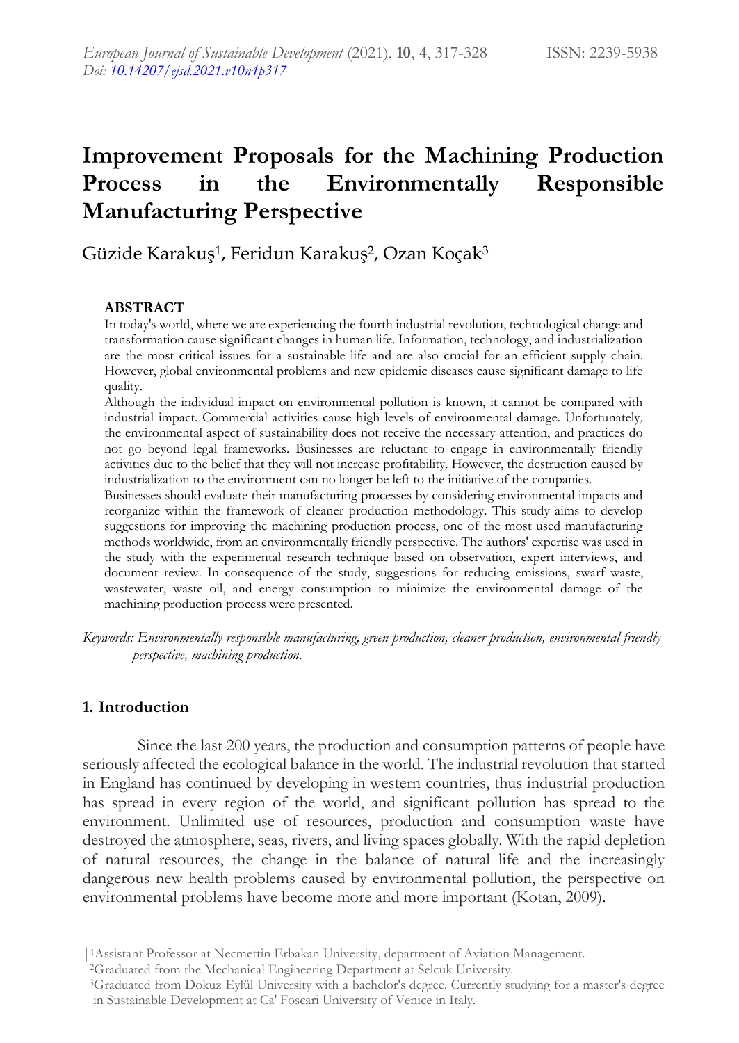# Improvement Proposals for the Machining Production Process in the Environmentally Responsible Manufacturing Perspective

Güzide Karakuş[1], Feridun Karakuş[2], Ozan Koçak[3]

### ABSTRACT

In today's world, where we are experiencing the fourth industrial revolution, technological change and transformation cause significant changes in human life. Information, technology, and industrialization are the most critical issues for a sustainable life and are also crucial for an efficient supply chain. However, global environmental problems and new epidemic diseases cause significant damage to life quality.

Although the individual impact on environmental pollution is known, it cannot be compared with industrial impact. Commercial activities cause high levels of environmental damage. Unfortunately, the environmental aspect of sustainability does not receive the necessary attention, and practices do not go beyond legal frameworks. Businesses are reluctant to engage in environmentally friendly activities due to the belief that they will not increase profitability. However, the destruction caused by industrialization to the environment can no longer be left to the initiative of the companies.

Businesses should evaluate their manufacturing processes by considering environmental impacts and reorganize within the framework of cleaner production methodology. This study aims to develop suggestions for improving the machining production process, one of the most used manufacturing methods worldwide, from an environmentally friendly perspective. The authors' expertise was used in the study with the experimental research technique based on observation, expert interviews, and document review. In consequence of the study, suggestions for reducing emissions, swarf waste, wastewater, waste oil, and energy consumption to minimize the environmental damage of the machining production process were presented.

*Keywords: Environmentally responsible manufacturing, green production, cleaner production, environmental friendly perspective, machining production.*

## 1. Introduction

Since the last 200 years, the production and consumption patterns of people have seriously affected the ecological balance in the world. The industrial revolution that started in England has continued by developing in western countries, thus industrial production has spread in every region of the world, and significant pollution has spread to the environment. Unlimited use of resources, production and consumption waste have destroyed the atmosphere, seas, rivers, and living spaces globally. With the rapid depletion of natural resources, the change in the balance of natural life and the increasingly dangerous new health problems caused by environmental pollution, the perspective on environmental problems have become more and more important (Kotan, 2009).

[1]Assistant Professor at Necmettin Erbakan University, department of Aviation Management.
[2]Graduated from the Mechanical Engineering Department at Selcuk University.
[3]Graduated from Dokuz Eylül University with a bachelor's degree. Currently studying for a master's degree in Sustainable Development at Ca' Foscari University of Venice in Italy.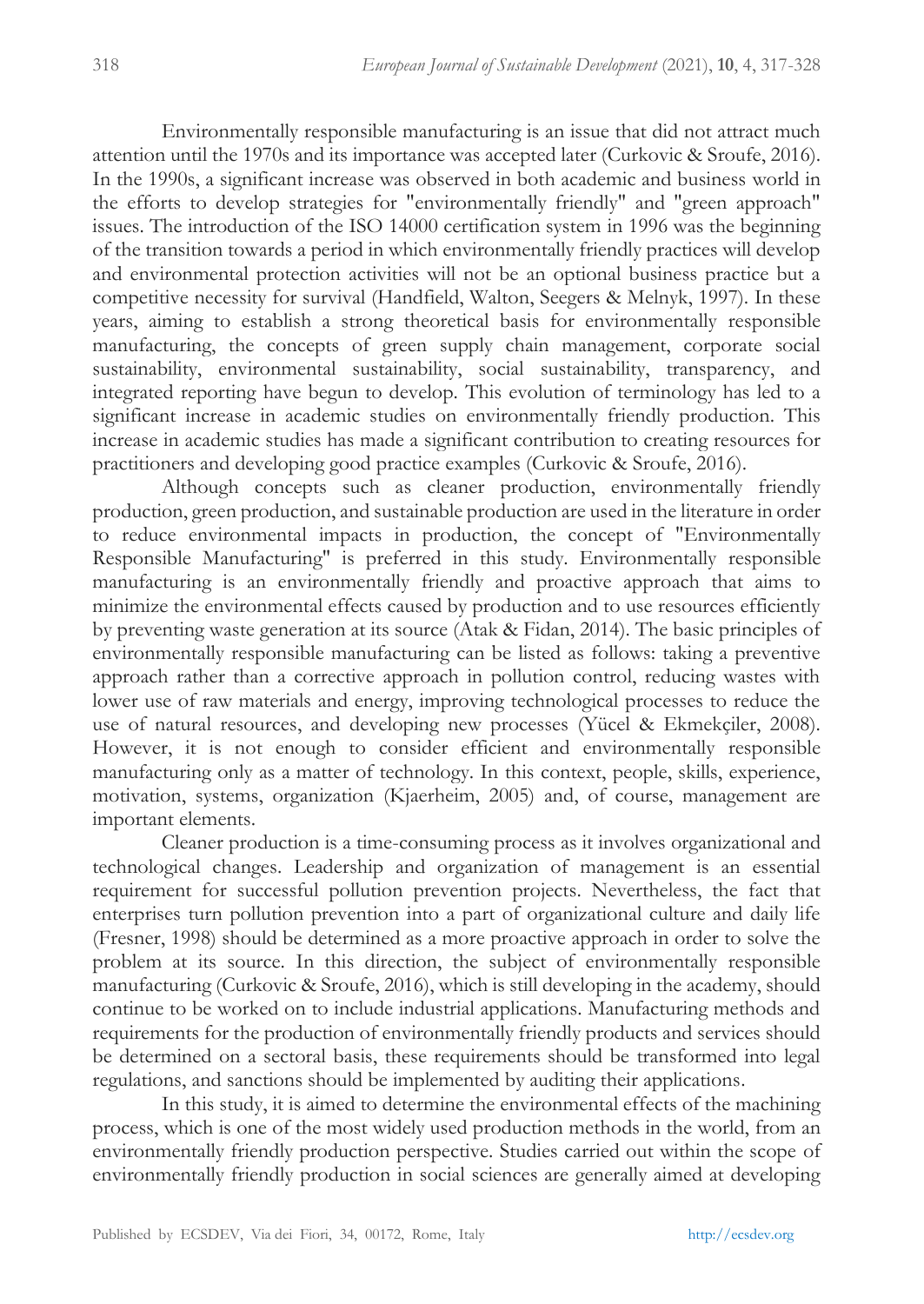Environmentally responsible manufacturing is an issue that did not attract much attention until the 1970s and its importance was accepted later (Curkovic & Sroufe, 2016). In the 1990s, a significant increase was observed in both academic and business world in the efforts to develop strategies for "environmentally friendly" and "green approach" issues. The introduction of the ISO 14000 certification system in 1996 was the beginning of the transition towards a period in which environmentally friendly practices will develop and environmental protection activities will not be an optional business practice but a competitive necessity for survival (Handfield, Walton, Seegers & Melnyk, 1997). In these years, aiming to establish a strong theoretical basis for environmentally responsible manufacturing, the concepts of green supply chain management, corporate social sustainability, environmental sustainability, social sustainability, transparency, and integrated reporting have begun to develop. This evolution of terminology has led to a significant increase in academic studies on environmentally friendly production. This increase in academic studies has made a significant contribution to creating resources for practitioners and developing good practice examples (Curkovic & Sroufe, 2016).

Although concepts such as cleaner production, environmentally friendly production, green production, and sustainable production are used in the literature in order to reduce environmental impacts in production, the concept of "Environmentally Responsible Manufacturing" is preferred in this study. Environmentally responsible manufacturing is an environmentally friendly and proactive approach that aims to minimize the environmental effects caused by production and to use resources efficiently by preventing waste generation at its source (Atak & Fidan, 2014). The basic principles of environmentally responsible manufacturing can be listed as follows: taking a preventive approach rather than a corrective approach in pollution control, reducing wastes with lower use of raw materials and energy, improving technological processes to reduce the use of natural resources, and developing new processes (Yücel & Ekmekçiler, 2008). However, it is not enough to consider efficient and environmentally responsible manufacturing only as a matter of technology. In this context, people, skills, experience, motivation, systems, organization (Kjaerheim, 2005) and, of course, management are important elements.

Cleaner production is a time-consuming process as it involves organizational and technological changes. Leadership and organization of management is an essential requirement for successful pollution prevention projects. Nevertheless, the fact that enterprises turn pollution prevention into a part of organizational culture and daily life (Fresner, 1998) should be determined as a more proactive approach in order to solve the problem at its source. In this direction, the subject of environmentally responsible manufacturing (Curkovic & Sroufe, 2016), which is still developing in the academy, should continue to be worked on to include industrial applications. Manufacturing methods and requirements for the production of environmentally friendly products and services should be determined on a sectoral basis, these requirements should be transformed into legal regulations, and sanctions should be implemented by auditing their applications.

In this study, it is aimed to determine the environmental effects of the machining process, which is one of the most widely used production methods in the world, from an environmentally friendly production perspective. Studies carried out within the scope of environmentally friendly production in social sciences are generally aimed at developing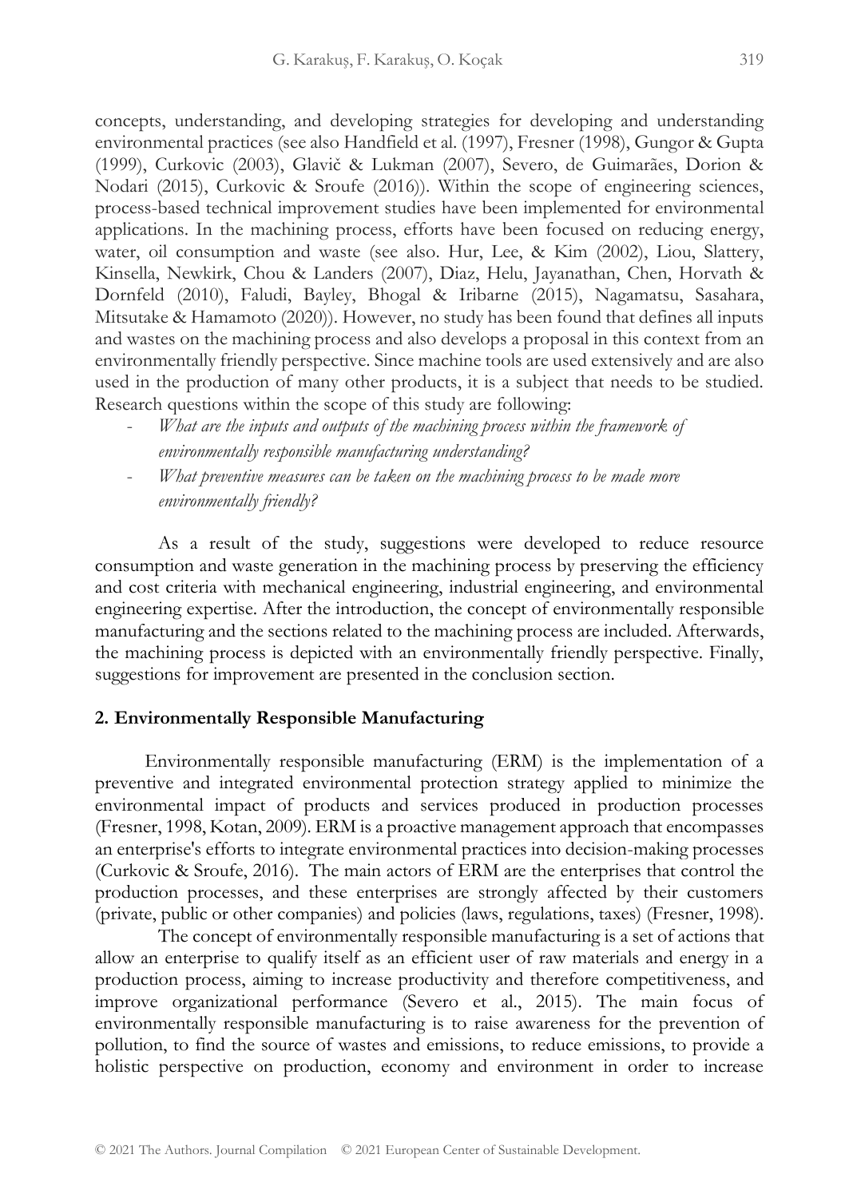concepts, understanding, and developing strategies for developing and understanding environmental practices (see also Handfield et al. (1997), Fresner (1998), Gungor & Gupta (1999), Curkovic (2003), Glavič & Lukman (2007), Severo, de Guimarães, Dorion & Nodari (2015), Curkovic & Sroufe (2016)). Within the scope of engineering sciences, process-based technical improvement studies have been implemented for environmental applications. In the machining process, efforts have been focused on reducing energy, water, oil consumption and waste (see also. Hur, Lee, & Kim (2002), Liou, Slattery, Kinsella, Newkirk, Chou & Landers (2007), Diaz, Helu, Jayanathan, Chen, Horvath & Dornfeld (2010), Faludi, Bayley, Bhogal & Iribarne (2015), Nagamatsu, Sasahara, Mitsutake & Hamamoto (2020)). However, no study has been found that defines all inputs and wastes on the machining process and also develops a proposal in this context from an environmentally friendly perspective. Since machine tools are used extensively and are also used in the production of many other products, it is a subject that needs to be studied. Research questions within the scope of this study are following:

- *What are the inputs and outputs of the machining process within the framework of environmentally responsible manufacturing understanding?*
- *What preventive measures can be taken on the machining process to be made more environmentally friendly?*

As a result of the study, suggestions were developed to reduce resource consumption and waste generation in the machining process by preserving the efficiency and cost criteria with mechanical engineering, industrial engineering, and environmental engineering expertise. After the introduction, the concept of environmentally responsible manufacturing and the sections related to the machining process are included. Afterwards, the machining process is depicted with an environmentally friendly perspective. Finally, suggestions for improvement are presented in the conclusion section.

## 2. Environmentally Responsible Manufacturing

Environmentally responsible manufacturing (ERM) is the implementation of a preventive and integrated environmental protection strategy applied to minimize the environmental impact of products and services produced in production processes (Fresner, 1998, Kotan, 2009). ERM is a proactive management approach that encompasses an enterprise's efforts to integrate environmental practices into decision-making processes (Curkovic & Sroufe, 2016). The main actors of ERM are the enterprises that control the production processes, and these enterprises are strongly affected by their customers (private, public or other companies) and policies (laws, regulations, taxes) (Fresner, 1998).

The concept of environmentally responsible manufacturing is a set of actions that allow an enterprise to qualify itself as an efficient user of raw materials and energy in a production process, aiming to increase productivity and therefore competitiveness, and improve organizational performance (Severo et al., 2015). The main focus of environmentally responsible manufacturing is to raise awareness for the prevention of pollution, to find the source of wastes and emissions, to reduce emissions, to provide a holistic perspective on production, economy and environment in order to increase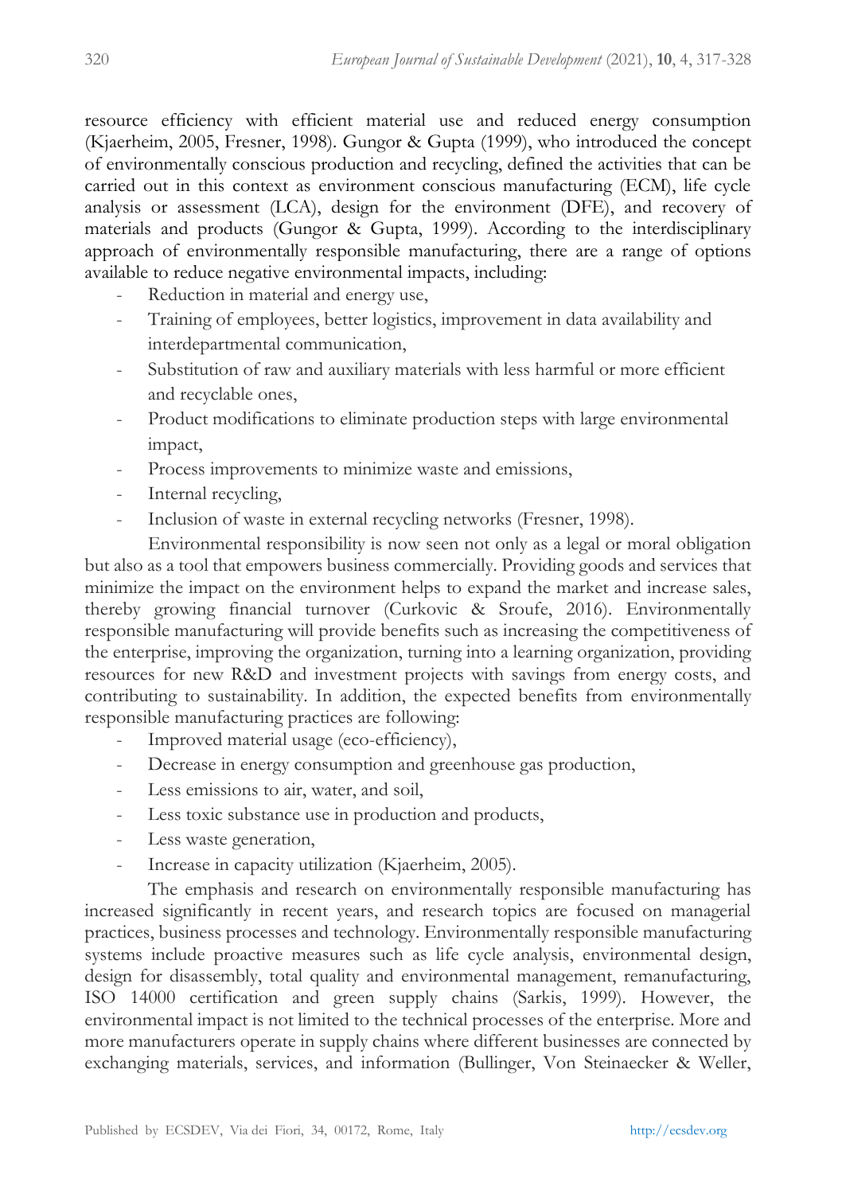resource efficiency with efficient material use and reduced energy consumption (Kjaerheim, 2005, Fresner, 1998). Gungor & Gupta (1999), who introduced the concept of environmentally conscious production and recycling, defined the activities that can be carried out in this context as environment conscious manufacturing (ECM), life cycle analysis or assessment (LCA), design for the environment (DFE), and recovery of materials and products (Gungor & Gupta, 1999). According to the interdisciplinary approach of environmentally responsible manufacturing, there are a range of options available to reduce negative environmental impacts, including:

- Reduction in material and energy use,
- Training of employees, better logistics, improvement in data availability and interdepartmental communication,
- Substitution of raw and auxiliary materials with less harmful or more efficient and recyclable ones,
- Product modifications to eliminate production steps with large environmental impact,
- Process improvements to minimize waste and emissions,
- Internal recycling,
- Inclusion of waste in external recycling networks (Fresner, 1998).

Environmental responsibility is now seen not only as a legal or moral obligation but also as a tool that empowers business commercially. Providing goods and services that minimize the impact on the environment helps to expand the market and increase sales, thereby growing financial turnover (Curkovic & Sroufe, 2016). Environmentally responsible manufacturing will provide benefits such as increasing the competitiveness of the enterprise, improving the organization, turning into a learning organization, providing resources for new R&D and investment projects with savings from energy costs, and contributing to sustainability. In addition, the expected benefits from environmentally responsible manufacturing practices are following:

- Improved material usage (eco-efficiency),
- Decrease in energy consumption and greenhouse gas production,
- Less emissions to air, water, and soil,
- Less toxic substance use in production and products,
- Less waste generation,
- Increase in capacity utilization (Kjaerheim, 2005).

The emphasis and research on environmentally responsible manufacturing has increased significantly in recent years, and research topics are focused on managerial practices, business processes and technology. Environmentally responsible manufacturing systems include proactive measures such as life cycle analysis, environmental design, design for disassembly, total quality and environmental management, remanufacturing, ISO 14000 certification and green supply chains (Sarkis, 1999). However, the environmental impact is not limited to the technical processes of the enterprise. More and more manufacturers operate in supply chains where different businesses are connected by exchanging materials, services, and information (Bullinger, Von Steinaecker & Weller,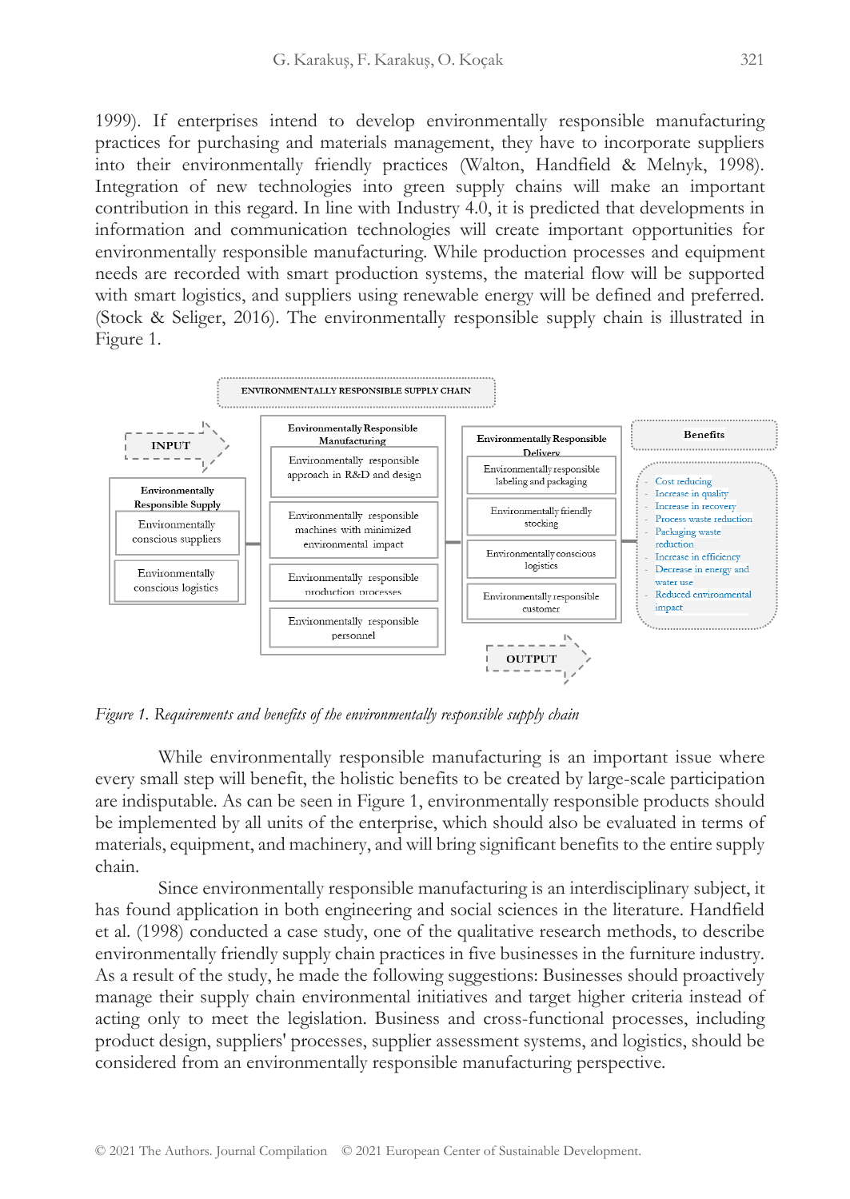1999). If enterprises intend to develop environmentally responsible manufacturing practices for purchasing and materials management, they have to incorporate suppliers into their environmentally friendly practices (Walton, Handfield & Melnyk, 1998). Integration of new technologies into green supply chains will make an important contribution in this regard. In line with Industry 4.0, it is predicted that developments in information and communication technologies will create important opportunities for environmentally responsible manufacturing. While production processes and equipment needs are recorded with smart production systems, the material flow will be supported with smart logistics, and suppliers using renewable energy will be defined and preferred. (Stock & Seliger, 2016). The environmentally responsible supply chain is illustrated in Figure 1.

**ENVIRONMENTALLY RESPONSIBLE SUPPLY CHAIN**

- **INPUT**
- **Environmentally Responsible Supply**
  - Environmentally conscious suppliers
  - Environmentally conscious logistics
- **Environmentally Responsible Manufacturing**
  - Environmentally responsible approach in R&D and design
  - Environmentally responsible machines with minimized environmental impact
  - Environmentally responsible production processes
  - Environmentally responsible personnel
- **Environmentally Responsible Delivery**
  - Environmentally responsible labeling and packaging
  - Environmentally friendly stocking
  - Environmentally conscious logistics
  - Environmentally responsible customer
- **OUTPUT**
- **Benefits**
  - Cost reducing
  - Increase in quality
  - Increase in recovery
  - Process waste reduction
  - Packaging waste reduction
  - Increase in efficiency
  - Decrease in energy and water use
  - Reduced environmental impact

*Figure 1. Requirements and benefits of the environmentally responsible supply chain*

While environmentally responsible manufacturing is an important issue where every small step will benefit, the holistic benefits to be created by large-scale participation are indisputable. As can be seen in Figure 1, environmentally responsible products should be implemented by all units of the enterprise, which should also be evaluated in terms of materials, equipment, and machinery, and will bring significant benefits to the entire supply chain.

Since environmentally responsible manufacturing is an interdisciplinary subject, it has found application in both engineering and social sciences in the literature. Handfield et al. (1998) conducted a case study, one of the qualitative research methods, to describe environmentally friendly supply chain practices in five businesses in the furniture industry. As a result of the study, he made the following suggestions: Businesses should proactively manage their supply chain environmental initiatives and target higher criteria instead of acting only to meet the legislation. Business and cross-functional processes, including product design, suppliers' processes, supplier assessment systems, and logistics, should be considered from an environmentally responsible manufacturing perspective.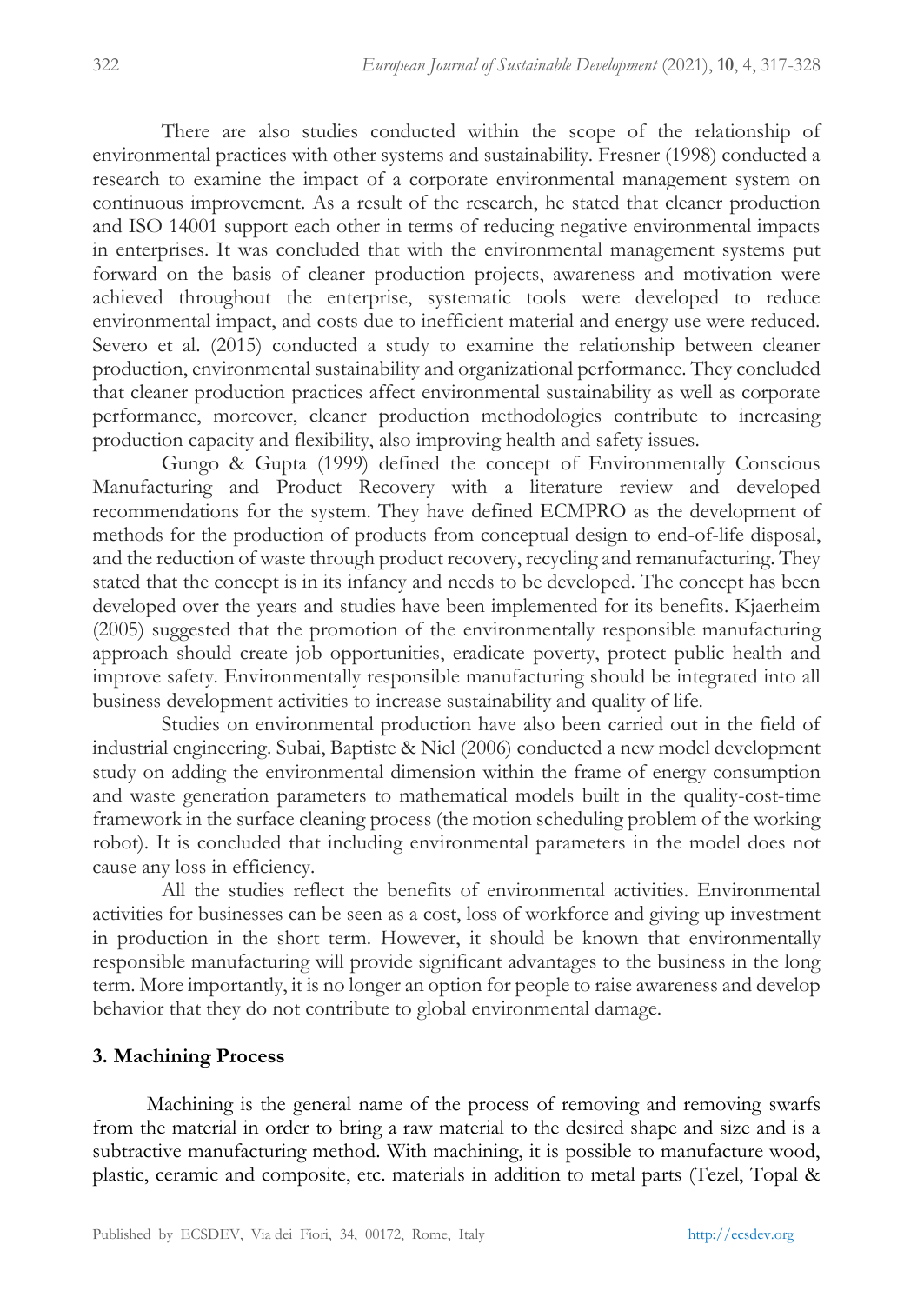There are also studies conducted within the scope of the relationship of environmental practices with other systems and sustainability. Fresner (1998) conducted a research to examine the impact of a corporate environmental management system on continuous improvement. As a result of the research, he stated that cleaner production and ISO 14001 support each other in terms of reducing negative environmental impacts in enterprises. It was concluded that with the environmental management systems put forward on the basis of cleaner production projects, awareness and motivation were achieved throughout the enterprise, systematic tools were developed to reduce environmental impact, and costs due to inefficient material and energy use were reduced. Severo et al. (2015) conducted a study to examine the relationship between cleaner production, environmental sustainability and organizational performance. They concluded that cleaner production practices affect environmental sustainability as well as corporate performance, moreover, cleaner production methodologies contribute to increasing production capacity and flexibility, also improving health and safety issues.

Gungo & Gupta (1999) defined the concept of Environmentally Conscious Manufacturing and Product Recovery with a literature review and developed recommendations for the system. They have defined ECMPRO as the development of methods for the production of products from conceptual design to end-of-life disposal, and the reduction of waste through product recovery, recycling and remanufacturing. They stated that the concept is in its infancy and needs to be developed. The concept has been developed over the years and studies have been implemented for its benefits. Kjaerheim (2005) suggested that the promotion of the environmentally responsible manufacturing approach should create job opportunities, eradicate poverty, protect public health and improve safety. Environmentally responsible manufacturing should be integrated into all business development activities to increase sustainability and quality of life.

Studies on environmental production have also been carried out in the field of industrial engineering. Subai, Baptiste & Niel (2006) conducted a new model development study on adding the environmental dimension within the frame of energy consumption and waste generation parameters to mathematical models built in the quality-cost-time framework in the surface cleaning process (the motion scheduling problem of the working robot). It is concluded that including environmental parameters in the model does not cause any loss in efficiency.

All the studies reflect the benefits of environmental activities. Environmental activities for businesses can be seen as a cost, loss of workforce and giving up investment in production in the short term. However, it should be known that environmentally responsible manufacturing will provide significant advantages to the business in the long term. More importantly, it is no longer an option for people to raise awareness and develop behavior that they do not contribute to global environmental damage.

## 3. Machining Process

Machining is the general name of the process of removing and removing swarfs from the material in order to bring a raw material to the desired shape and size and is a subtractive manufacturing method. With machining, it is possible to manufacture wood, plastic, ceramic and composite, etc. materials in addition to metal parts (Tezel, Topal &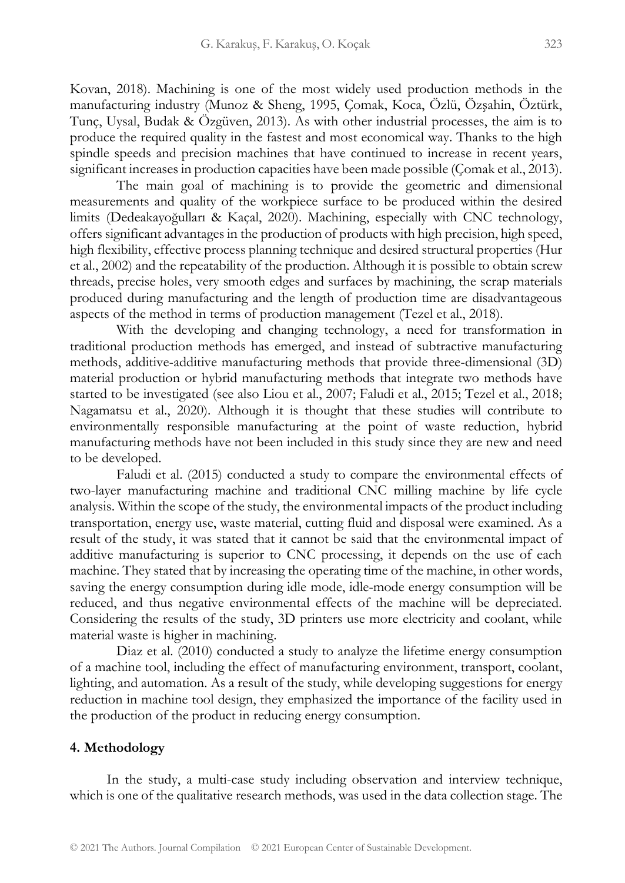Kovan, 2018). Machining is one of the most widely used production methods in the manufacturing industry (Munoz & Sheng, 1995, Çomak, Koca, Özlü, Özşahin, Öztürk, Tunç, Uysal, Budak & Özgüven, 2013). As with other industrial processes, the aim is to produce the required quality in the fastest and most economical way. Thanks to the high spindle speeds and precision machines that have continued to increase in recent years, significant increases in production capacities have been made possible (Çomak et al., 2013).

The main goal of machining is to provide the geometric and dimensional measurements and quality of the workpiece surface to be produced within the desired limits (Dedeakayoğulları & Kaçal, 2020). Machining, especially with CNC technology, offers significant advantages in the production of products with high precision, high speed, high flexibility, effective process planning technique and desired structural properties (Hur et al., 2002) and the repeatability of the production. Although it is possible to obtain screw threads, precise holes, very smooth edges and surfaces by machining, the scrap materials produced during manufacturing and the length of production time are disadvantageous aspects of the method in terms of production management (Tezel et al., 2018).

With the developing and changing technology, a need for transformation in traditional production methods has emerged, and instead of subtractive manufacturing methods, additive-additive manufacturing methods that provide three-dimensional (3D) material production or hybrid manufacturing methods that integrate two methods have started to be investigated (see also Liou et al., 2007; Faludi et al., 2015; Tezel et al., 2018; Nagamatsu et al., 2020). Although it is thought that these studies will contribute to environmentally responsible manufacturing at the point of waste reduction, hybrid manufacturing methods have not been included in this study since they are new and need to be developed.

Faludi et al. (2015) conducted a study to compare the environmental effects of two-layer manufacturing machine and traditional CNC milling machine by life cycle analysis. Within the scope of the study, the environmental impacts of the product including transportation, energy use, waste material, cutting fluid and disposal were examined. As a result of the study, it was stated that it cannot be said that the environmental impact of additive manufacturing is superior to CNC processing, it depends on the use of each machine. They stated that by increasing the operating time of the machine, in other words, saving the energy consumption during idle mode, idle-mode energy consumption will be reduced, and thus negative environmental effects of the machine will be depreciated. Considering the results of the study, 3D printers use more electricity and coolant, while material waste is higher in machining.

Diaz et al. (2010) conducted a study to analyze the lifetime energy consumption of a machine tool, including the effect of manufacturing environment, transport, coolant, lighting, and automation. As a result of the study, while developing suggestions for energy reduction in machine tool design, they emphasized the importance of the facility used in the production of the product in reducing energy consumption.

## 4. Methodology

In the study, a multi-case study including observation and interview technique, which is one of the qualitative research methods, was used in the data collection stage. The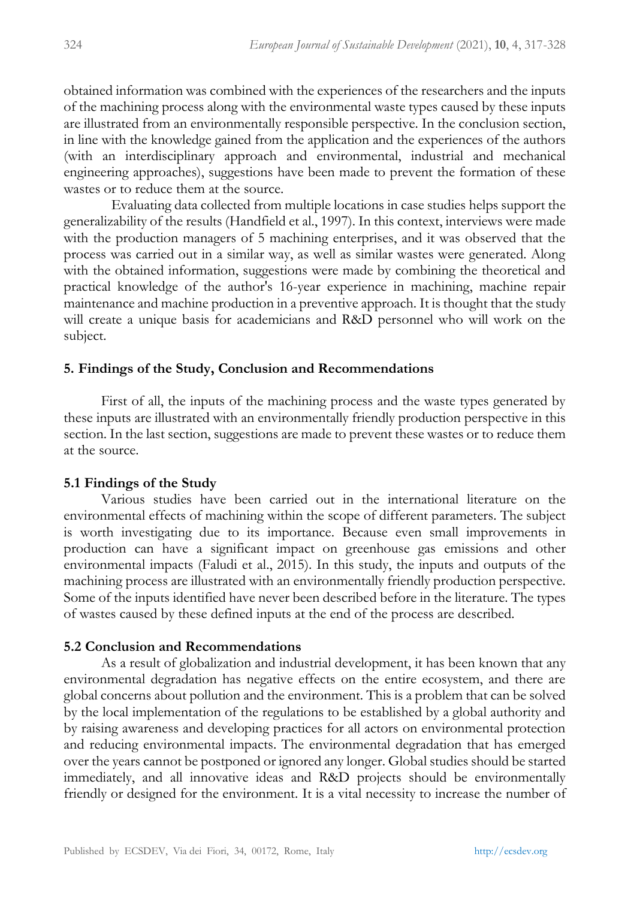obtained information was combined with the experiences of the researchers and the inputs of the machining process along with the environmental waste types caused by these inputs are illustrated from an environmentally responsible perspective. In the conclusion section, in line with the knowledge gained from the application and the experiences of the authors (with an interdisciplinary approach and environmental, industrial and mechanical engineering approaches), suggestions have been made to prevent the formation of these wastes or to reduce them at the source.

Evaluating data collected from multiple locations in case studies helps support the generalizability of the results (Handfield et al., 1997). In this context, interviews were made with the production managers of 5 machining enterprises, and it was observed that the process was carried out in a similar way, as well as similar wastes were generated. Along with the obtained information, suggestions were made by combining the theoretical and practical knowledge of the author's 16-year experience in machining, machine repair maintenance and machine production in a preventive approach. It is thought that the study will create a unique basis for academicians and R&D personnel who will work on the subject.

## 5. Findings of the Study, Conclusion and Recommendations

First of all, the inputs of the machining process and the waste types generated by these inputs are illustrated with an environmentally friendly production perspective in this section. In the last section, suggestions are made to prevent these wastes or to reduce them at the source.

### 5.1 Findings of the Study

Various studies have been carried out in the international literature on the environmental effects of machining within the scope of different parameters. The subject is worth investigating due to its importance. Because even small improvements in production can have a significant impact on greenhouse gas emissions and other environmental impacts (Faludi et al., 2015). In this study, the inputs and outputs of the machining process are illustrated with an environmentally friendly production perspective. Some of the inputs identified have never been described before in the literature. The types of wastes caused by these defined inputs at the end of the process are described.

### 5.2 Conclusion and Recommendations

As a result of globalization and industrial development, it has been known that any environmental degradation has negative effects on the entire ecosystem, and there are global concerns about pollution and the environment. This is a problem that can be solved by the local implementation of the regulations to be established by a global authority and by raising awareness and developing practices for all actors on environmental protection and reducing environmental impacts. The environmental degradation that has emerged over the years cannot be postponed or ignored any longer. Global studies should be started immediately, and all innovative ideas and R&D projects should be environmentally friendly or designed for the environment. It is a vital necessity to increase the number of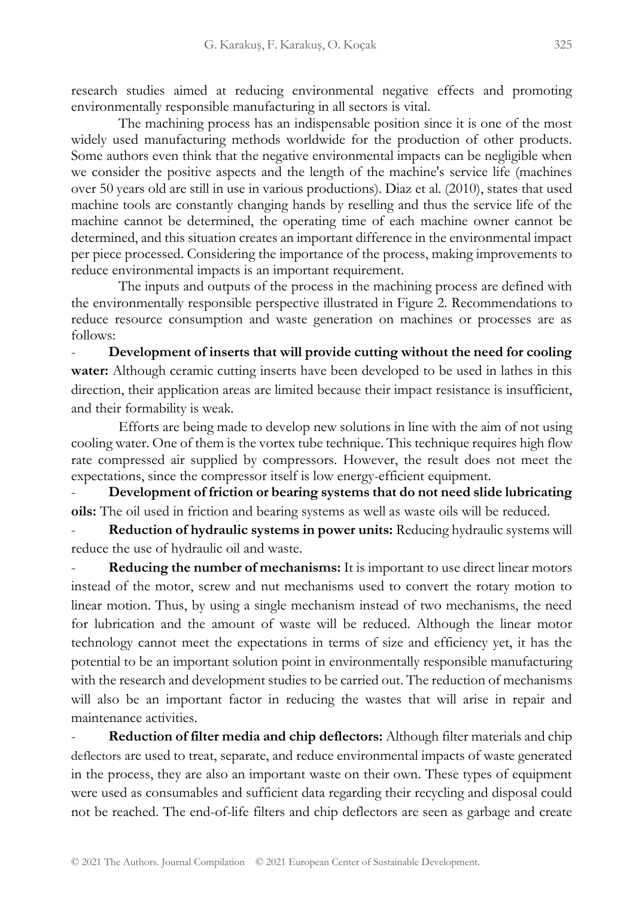research studies aimed at reducing environmental negative effects and promoting environmentally responsible manufacturing in all sectors is vital.

The machining process has an indispensable position since it is one of the most widely used manufacturing methods worldwide for the production of other products. Some authors even think that the negative environmental impacts can be negligible when we consider the positive aspects and the length of the machine's service life (machines over 50 years old are still in use in various productions). Diaz et al. (2010), states that used machine tools are constantly changing hands by reselling and thus the service life of the machine cannot be determined, the operating time of each machine owner cannot be determined, and this situation creates an important difference in the environmental impact per piece processed. Considering the importance of the process, making improvements to reduce environmental impacts is an important requirement.

The inputs and outputs of the process in the machining process are defined with the environmentally responsible perspective illustrated in Figure 2. Recommendations to reduce resource consumption and waste generation on machines or processes are as follows:

- **Development of inserts that will provide cutting without the need for cooling water:** Although ceramic cutting inserts have been developed to be used in lathes in this direction, their application areas are limited because their impact resistance is insufficient, and their formability is weak.

Efforts are being made to develop new solutions in line with the aim of not using cooling water. One of them is the vortex tube technique. This technique requires high flow rate compressed air supplied by compressors. However, the result does not meet the expectations, since the compressor itself is low energy-efficient equipment.

- **Development of friction or bearing systems that do not need slide lubricating oils:** The oil used in friction and bearing systems as well as waste oils will be reduced.
- **Reduction of hydraulic systems in power units:** Reducing hydraulic systems will reduce the use of hydraulic oil and waste.
- **Reducing the number of mechanisms:** It is important to use direct linear motors instead of the motor, screw and nut mechanisms used to convert the rotary motion to linear motion. Thus, by using a single mechanism instead of two mechanisms, the need for lubrication and the amount of waste will be reduced. Although the linear motor technology cannot meet the expectations in terms of size and efficiency yet, it has the potential to be an important solution point in environmentally responsible manufacturing with the research and development studies to be carried out. The reduction of mechanisms will also be an important factor in reducing the wastes that will arise in repair and maintenance activities.
- **Reduction of filter media and chip deflectors:** Although filter materials and chip deflectors are used to treat, separate, and reduce environmental impacts of waste generated in the process, they are also an important waste on their own. These types of equipment were used as consumables and sufficient data regarding their recycling and disposal could not be reached. The end-of-life filters and chip deflectors are seen as garbage and create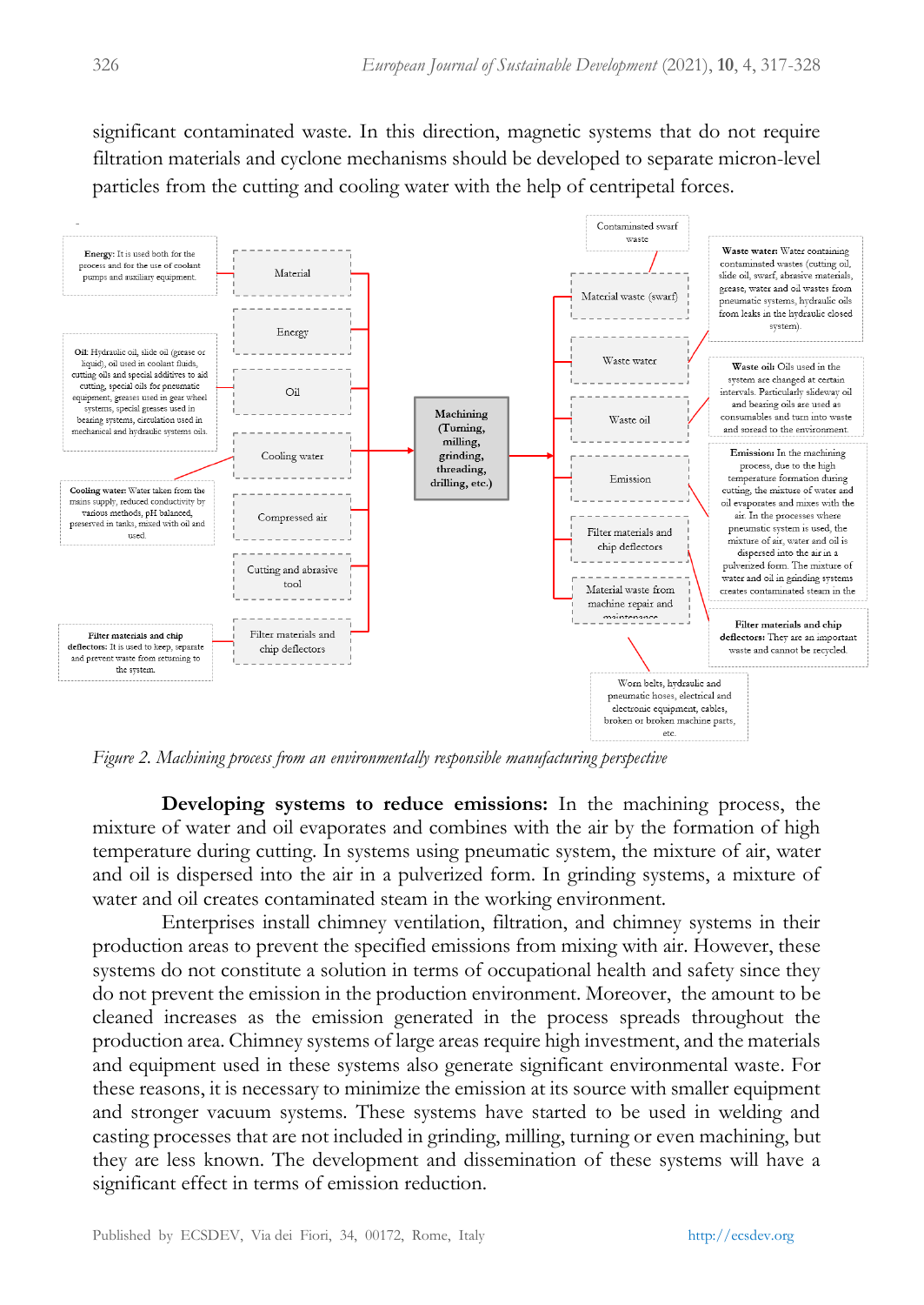significant contaminated waste. In this direction, magnetic systems that do not require filtration materials and cyclone mechanisms should be developed to separate micron-level particles from the cutting and cooling water with the help of centripetal forces.

**Inputs:**

- Material
- Energy
- Oil
- Cooling water
- Compressed air
- Cutting and abrasive tool
- Filter materials and chip deflectors

**Energy:** It is used both for the process and for the use of coolant pumps and auxiliary equipment.

**Oil:** Hydraulic oil, slide oil (grease or liquid), oil used in coolant fluids, cutting oils and special additives to aid cutting, special oils for pneumatic equipment, greases used in gear wheel systems, special greases used in bearing systems, circulation used in mechanical and hydraulic systems oils.

**Cooling water:** Water taken from the mains supply, reduced conductivity by various methods, pH balanced, preserved in tanks, mixed with oil and used.

**Filter materials and chip deflectors:** It is used to keep, separate and prevent waste from returning to the system.

**Process:** Machining (Turning, milling, grinding, threading, drilling, etc.)

**Outputs:**

- Material waste (swarf)
- Waste water
- Waste oil
- Emission
- Filter materials and chip deflectors
- Material waste from machine repair and maintenance

Contaminated swarf waste

**Waste water:** Water containing contaminated wastes (cutting oil, slide oil, swarf, abrasive materials, grease, water and oil wastes from pneumatic systems, hydraulic oils from leaks in the hydraulic closed system).

**Waste oil:** Oils used in the system are changed at certain intervals. Particularly slideway oil and bearing oils are used as consumables and turn into waste and spread to the environment.

**Emission:** In the machining process, due to the high temperature formation during cutting, the mixture of water and oil evaporates and mixes with the air. In the processes where pneumatic system is used, the mixture of air, water and oil is dispersed into the air in a pulverized form. The mixture of water and oil in grinding systems creates contaminated steam in the

**Filter materials and chip deflectors:** They are an important waste and cannot be recycled.

Worn belts, hydraulic and pneumatic hoses, electrical and electronic equipment, cables, broken or broken machine parts, etc.

*Figure 2. Machining process from an environmentally responsible manufacturing perspective*

**Developing systems to reduce emissions:** In the machining process, the mixture of water and oil evaporates and combines with the air by the formation of high temperature during cutting. In systems using pneumatic system, the mixture of air, water and oil is dispersed into the air in a pulverized form. In grinding systems, a mixture of water and oil creates contaminated steam in the working environment.

Enterprises install chimney ventilation, filtration, and chimney systems in their production areas to prevent the specified emissions from mixing with air. However, these systems do not constitute a solution in terms of occupational health and safety since they do not prevent the emission in the production environment. Moreover, the amount to be cleaned increases as the emission generated in the process spreads throughout the production area. Chimney systems of large areas require high investment, and the materials and equipment used in these systems also generate significant environmental waste. For these reasons, it is necessary to minimize the emission at its source with smaller equipment and stronger vacuum systems. These systems have started to be used in welding and casting processes that are not included in grinding, milling, turning or even machining, but they are less known. The development and dissemination of these systems will have a significant effect in terms of emission reduction.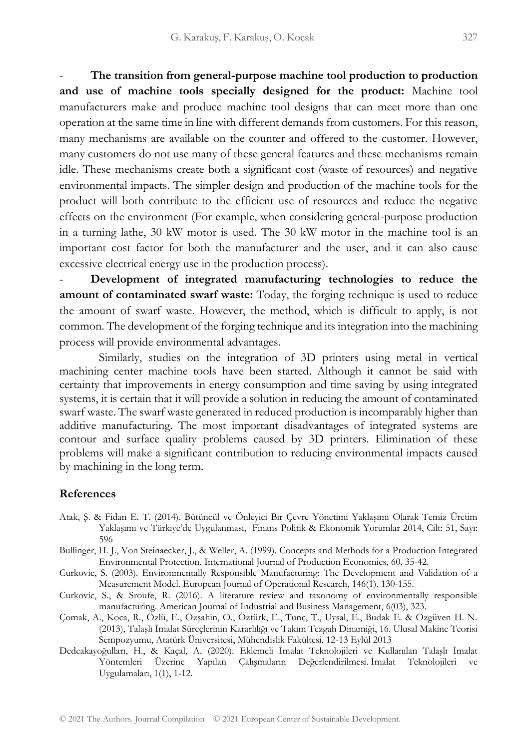- **The transition from general-purpose machine tool production to production and use of machine tools specially designed for the product:** Machine tool manufacturers make and produce machine tool designs that can meet more than one operation at the same time in line with different demands from customers. For this reason, many mechanisms are available on the counter and offered to the customer. However, many customers do not use many of these general features and these mechanisms remain idle. These mechanisms create both a significant cost (waste of resources) and negative environmental impacts. The simpler design and production of the machine tools for the product will both contribute to the efficient use of resources and reduce the negative effects on the environment (For example, when considering general-purpose production in a turning lathe, 30 kW motor is used. The 30 kW motor in the machine tool is an important cost factor for both the manufacturer and the user, and it can also cause excessive electrical energy use in the production process).
- **Development of integrated manufacturing technologies to reduce the amount of contaminated swarf waste:** Today, the forging technique is used to reduce the amount of swarf waste. However, the method, which is difficult to apply, is not common. The development of the forging technique and its integration into the machining process will provide environmental advantages.

Similarly, studies on the integration of 3D printers using metal in vertical machining center machine tools have been started. Although it cannot be said with certainty that improvements in energy consumption and time saving by using integrated systems, it is certain that it will provide a solution in reducing the amount of contaminated swarf waste. The swarf waste generated in reduced production is incomparably higher than additive manufacturing. The most important disadvantages of integrated systems are contour and surface quality problems caused by 3D printers. Elimination of these problems will make a significant contribution to reducing environmental impacts caused by machining in the long term.

## References

Atak, Ş. & Fidan E. T. (2014). Bütüncül ve Önleyici Bir Çevre Yönetimi Yaklaşımı Olarak Temiz Üretim Yaklaşımı ve Türkiye'de Uygulanması, Finans Politik & Ekonomik Yorumlar 2014, Cilt: 51, Sayı: 596

Bullinger, H. J., Von Steinaecker, J., & Weller, A. (1999). Concepts and Methods for a Production Integrated Environmental Protection. International Journal of Production Economics, 60, 35-42.

Curkovic, S. (2003). Environmentally Responsible Manufacturing: The Development and Validation of a Measurement Model. European Journal of Operational Research, 146(1), 130-155.

Curkovic, S., & Sroufe, R. (2016). A literature review and taxonomy of environmentally responsible manufacturing. American Journal of Industrial and Business Management, 6(03), 323.

Çomak, A., Koca, R., Özlü, E., Özşahin, O., Öztürk, E., Tunç, T., Uysal, E., Budak E. & Özgüven H. N. (2013), Talaşlı İmalat Süreçlerinin Kararlılığı ve Takım Tezgah Dinamiği, 16. Ulusal Makine Teorisi Sempozyumu, Atatürk Üniversitesi, Mühendislik Fakültesi, 12-13 Eylül 2013

Dedeakayoğulları, H., & Kaçal, A. (2020). Eklemeli İmalat Teknolojileri ve Kullanılan Talaşlı İmalat Yöntemleri Üzerine Yapılan Çalışmaların Değerlendirilmesi. İmalat Teknolojileri ve Uygulamaları, 1(1), 1-12.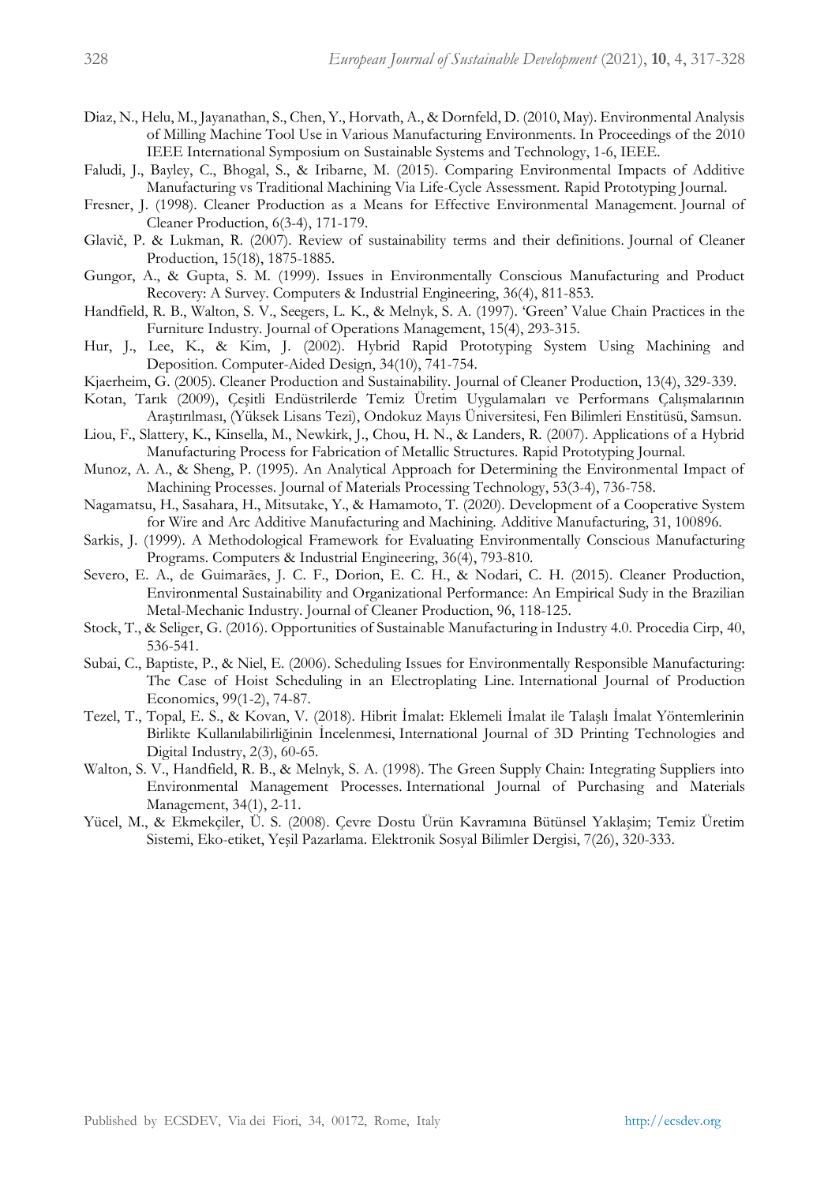Diaz, N., Helu, M., Jayanathan, S., Chen, Y., Horvath, A., & Dornfeld, D. (2010, May). Environmental Analysis of Milling Machine Tool Use in Various Manufacturing Environments. In Proceedings of the 2010 IEEE International Symposium on Sustainable Systems and Technology, 1-6, IEEE.

Faludi, J., Bayley, C., Bhogal, S., & Iribarne, M. (2015). Comparing Environmental Impacts of Additive Manufacturing vs Traditional Machining Via Life-Cycle Assessment. Rapid Prototyping Journal.

Fresner, J. (1998). Cleaner Production as a Means for Effective Environmental Management. Journal of Cleaner Production, 6(3-4), 171-179.

Glavič, P. & Lukman, R. (2007). Review of sustainability terms and their definitions. Journal of Cleaner Production, 15(18), 1875-1885.

Gungor, A., & Gupta, S. M. (1999). Issues in Environmentally Conscious Manufacturing and Product Recovery: A Survey. Computers & Industrial Engineering, 36(4), 811-853.

Handfield, R. B., Walton, S. V., Seegers, L. K., & Melnyk, S. A. (1997). 'Green' Value Chain Practices in the Furniture Industry. Journal of Operations Management, 15(4), 293-315.

Hur, J., Lee, K., & Kim, J. (2002). Hybrid Rapid Prototyping System Using Machining and Deposition. Computer-Aided Design, 34(10), 741-754.

Kjaerheim, G. (2005). Cleaner Production and Sustainability. Journal of Cleaner Production, 13(4), 329-339.

Kotan, Tarık (2009), Çeşitli Endüstrilerde Temiz Üretim Uygulamaları ve Performans Çalışmalarının Araştırılması, (Yüksek Lisans Tezi), Ondokuz Mayıs Üniversitesi, Fen Bilimleri Enstitüsü, Samsun.

Liou, F., Slattery, K., Kinsella, M., Newkirk, J., Chou, H. N., & Landers, R. (2007). Applications of a Hybrid Manufacturing Process for Fabrication of Metallic Structures. Rapid Prototyping Journal.

Munoz, A. A., & Sheng, P. (1995). An Analytical Approach for Determining the Environmental Impact of Machining Processes. Journal of Materials Processing Technology, 53(3-4), 736-758.

Nagamatsu, H., Sasahara, H., Mitsutake, Y., & Hamamoto, T. (2020). Development of a Cooperative System for Wire and Arc Additive Manufacturing and Machining. Additive Manufacturing, 31, 100896.

Sarkis, J. (1999). A Methodological Framework for Evaluating Environmentally Conscious Manufacturing Programs. Computers & Industrial Engineering, 36(4), 793-810.

Severo, E. A., de Guimarães, J. C. F., Dorion, E. C. H., & Nodari, C. H. (2015). Cleaner Production, Environmental Sustainability and Organizational Performance: An Empirical Sudy in the Brazilian Metal-Mechanic Industry. Journal of Cleaner Production, 96, 118-125.

Stock, T., & Seliger, G. (2016). Opportunities of Sustainable Manufacturing in Industry 4.0. Procedia Cirp, 40, 536-541.

Subai, C., Baptiste, P., & Niel, E. (2006). Scheduling Issues for Environmentally Responsible Manufacturing: The Case of Hoist Scheduling in an Electroplating Line. International Journal of Production Economics, 99(1-2), 74-87.

Tezel, T., Topal, E. S., & Kovan, V. (2018). Hibrit İmalat: Eklemeli İmalat ile Talaşlı İmalat Yöntemlerinin Birlikte Kullanılabilirliğinin İncelenmesi, International Journal of 3D Printing Technologies and Digital Industry, 2(3), 60-65.

Walton, S. V., Handfield, R. B., & Melnyk, S. A. (1998). The Green Supply Chain: Integrating Suppliers into Environmental Management Processes. International Journal of Purchasing and Materials Management, 34(1), 2-11.

Yücel, M., & Ekmekçiler, Ü. S. (2008). Çevre Dostu Ürün Kavramına Bütünsel Yaklaşim; Temiz Üretim Sistemi, Eko-etiket, Yeşil Pazarlama. Elektronik Sosyal Bilimler Dergisi, 7(26), 320-333.